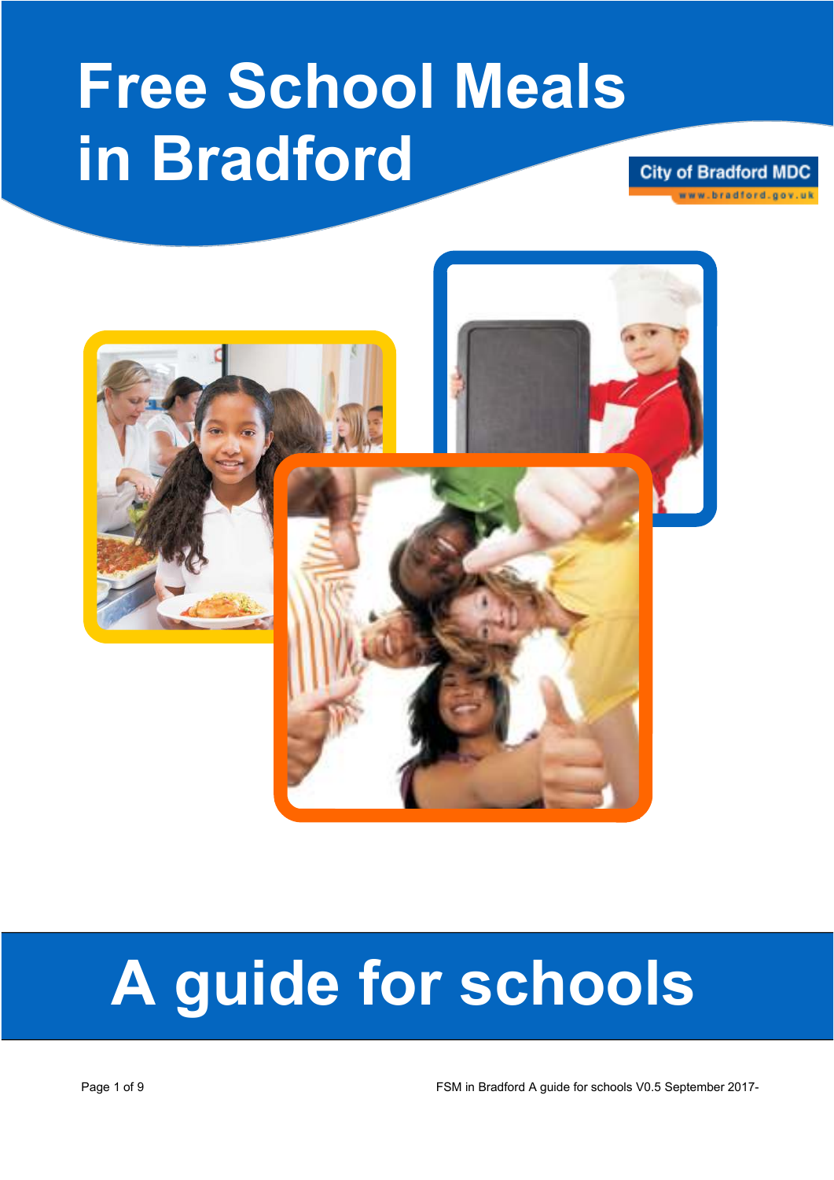# Free School Meals in Bradford

City of Bradford MDC
www.bradford.gov.uk

# A guide for schools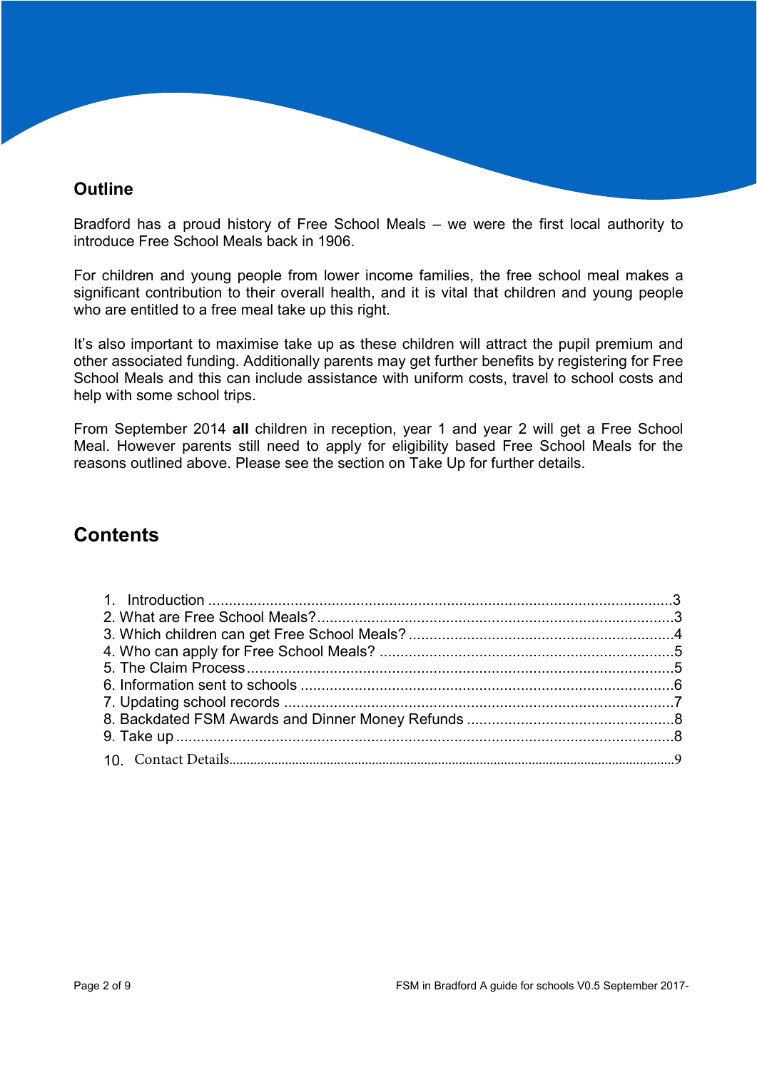## Outline

Bradford has a proud history of Free School Meals – we were the first local authority to introduce Free School Meals back in 1906.

For children and young people from lower income families, the free school meal makes a significant contribution to their overall health, and it is vital that children and young people who are entitled to a free meal take up this right.

It's also important to maximise take up as these children will attract the pupil premium and other associated funding. Additionally parents may get further benefits by registering for Free School Meals and this can include assistance with uniform costs, travel to school costs and help with some school trips.

From September 2014 **all** children in reception, year 1 and year 2 will get a Free School Meal. However parents still need to apply for eligibility based Free School Meals for the reasons outlined above. Please see the section on Take Up for further details.

## Contents

1. Introduction ....................................................................................................3
2. What are Free School Meals?.........................................................................3
3. Which children can get Free School Meals? ..................................................4
4. Who can apply for Free School Meals? .........................................................5
5. The Claim Process..........................................................................................5
6. Information sent to schools ............................................................................6
7. Updating school records .................................................................................7
8. Backdated FSM Awards and Dinner Money Refunds ....................................8
9. Take up ...........................................................................................................8
10. Contact Details...............................................................................................9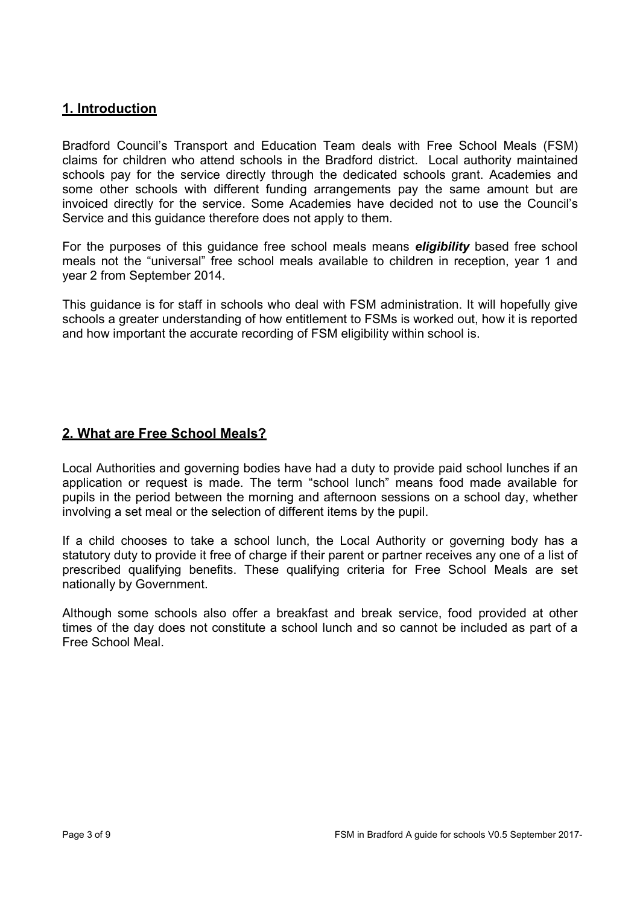## 1. Introduction

Bradford Council's Transport and Education Team deals with Free School Meals (FSM) claims for children who attend schools in the Bradford district. Local authority maintained schools pay for the service directly through the dedicated schools grant. Academies and some other schools with different funding arrangements pay the same amount but are invoiced directly for the service. Some Academies have decided not to use the Council's Service and this guidance therefore does not apply to them.

For the purposes of this guidance free school meals means ***eligibility*** based free school meals not the "universal" free school meals available to children in reception, year 1 and year 2 from September 2014.

This guidance is for staff in schools who deal with FSM administration. It will hopefully give schools a greater understanding of how entitlement to FSMs is worked out, how it is reported and how important the accurate recording of FSM eligibility within school is.

## 2. What are Free School Meals?

Local Authorities and governing bodies have had a duty to provide paid school lunches if an application or request is made. The term "school lunch" means food made available for pupils in the period between the morning and afternoon sessions on a school day, whether involving a set meal or the selection of different items by the pupil.

If a child chooses to take a school lunch, the Local Authority or governing body has a statutory duty to provide it free of charge if their parent or partner receives any one of a list of prescribed qualifying benefits. These qualifying criteria for Free School Meals are set nationally by Government.

Although some schools also offer a breakfast and break service, food provided at other times of the day does not constitute a school lunch and so cannot be included as part of a Free School Meal.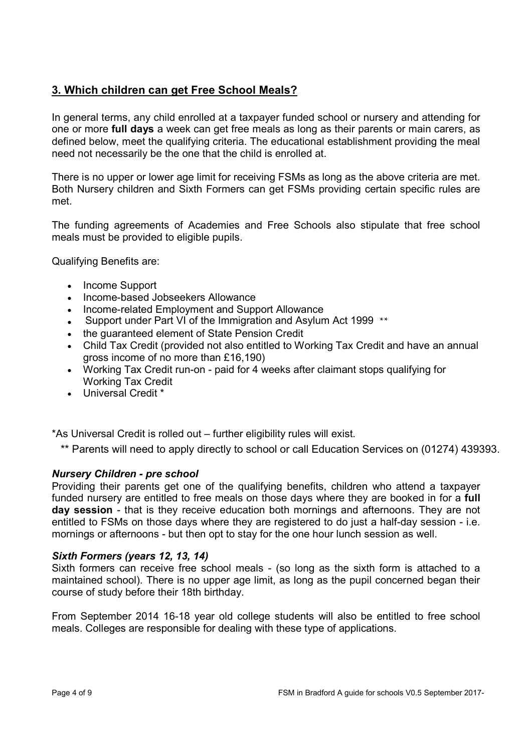## 3. Which children can get Free School Meals?

In general terms, any child enrolled at a taxpayer funded school or nursery and attending for one or more **full days** a week can get free meals as long as their parents or main carers, as defined below, meet the qualifying criteria. The educational establishment providing the meal need not necessarily be the one that the child is enrolled at.

There is no upper or lower age limit for receiving FSMs as long as the above criteria are met. Both Nursery children and Sixth Formers can get FSMs providing certain specific rules are met.

The funding agreements of Academies and Free Schools also stipulate that free school meals must be provided to eligible pupils.

Qualifying Benefits are:

- Income Support
- Income-based Jobseekers Allowance
- Income-related Employment and Support Allowance
- Support under Part VI of the Immigration and Asylum Act 1999 **
- the guaranteed element of State Pension Credit
- Child Tax Credit (provided not also entitled to Working Tax Credit and have an annual gross income of no more than £16,190)
- Working Tax Credit run-on - paid for 4 weeks after claimant stops qualifying for Working Tax Credit
- Universal Credit *

*As Universal Credit is rolled out – further eligibility rules will exist.

** Parents will need to apply directly to school or call Education Services on (01274) 439393.

### *Nursery Children - pre school*

Providing their parents get one of the qualifying benefits, children who attend a taxpayer funded nursery are entitled to free meals on those days where they are booked in for a **full day session** - that is they receive education both mornings and afternoons. They are not entitled to FSMs on those days where they are registered to do just a half-day session - i.e. mornings or afternoons - but then opt to stay for the one hour lunch session as well.

### *Sixth Formers (years 12, 13, 14)*

Sixth formers can receive free school meals - (so long as the sixth form is attached to a maintained school). There is no upper age limit, as long as the pupil concerned began their course of study before their 18th birthday.

From September 2014 16-18 year old college students will also be entitled to free school meals. Colleges are responsible for dealing with these type of applications.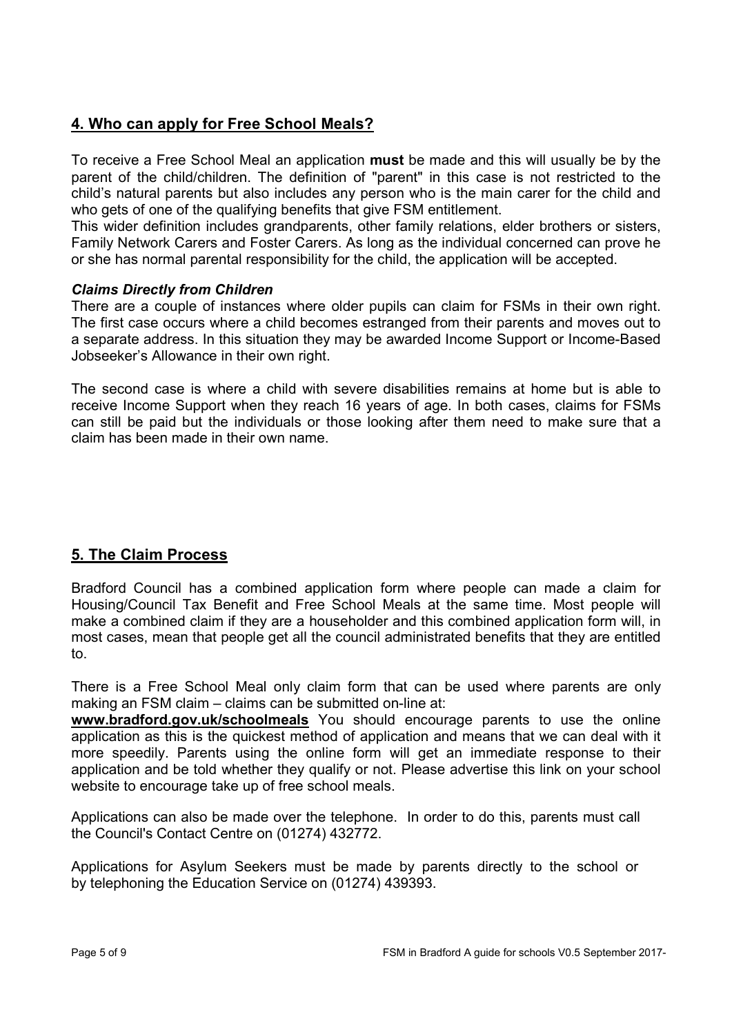## 4. Who can apply for Free School Meals?

To receive a Free School Meal an application **must** be made and this will usually be by the parent of the child/children. The definition of "parent" in this case is not restricted to the child's natural parents but also includes any person who is the main carer for the child and who gets of one of the qualifying benefits that give FSM entitlement.

This wider definition includes grandparents, other family relations, elder brothers or sisters, Family Network Carers and Foster Carers. As long as the individual concerned can prove he or she has normal parental responsibility for the child, the application will be accepted.

***Claims Directly from Children***

There are a couple of instances where older pupils can claim for FSMs in their own right. The first case occurs where a child becomes estranged from their parents and moves out to a separate address. In this situation they may be awarded Income Support or Income-Based Jobseeker's Allowance in their own right.

The second case is where a child with severe disabilities remains at home but is able to receive Income Support when they reach 16 years of age. In both cases, claims for FSMs can still be paid but the individuals or those looking after them need to make sure that a claim has been made in their own name.

## 5. The Claim Process

Bradford Council has a combined application form where people can made a claim for Housing/Council Tax Benefit and Free School Meals at the same time. Most people will make a combined claim if they are a householder and this combined application form will, in most cases, mean that people get all the council administrated benefits that they are entitled to.

There is a Free School Meal only claim form that can be used where parents are only making an FSM claim – claims can be submitted on-line at:
**www.bradford.gov.uk/schoolmeals** You should encourage parents to use the online application as this is the quickest method of application and means that we can deal with it more speedily. Parents using the online form will get an immediate response to their application and be told whether they qualify or not. Please advertise this link on your school website to encourage take up of free school meals.

Applications can also be made over the telephone. In order to do this, parents must call the Council's Contact Centre on (01274) 432772.

Applications for Asylum Seekers must be made by parents directly to the school or by telephoning the Education Service on (01274) 439393.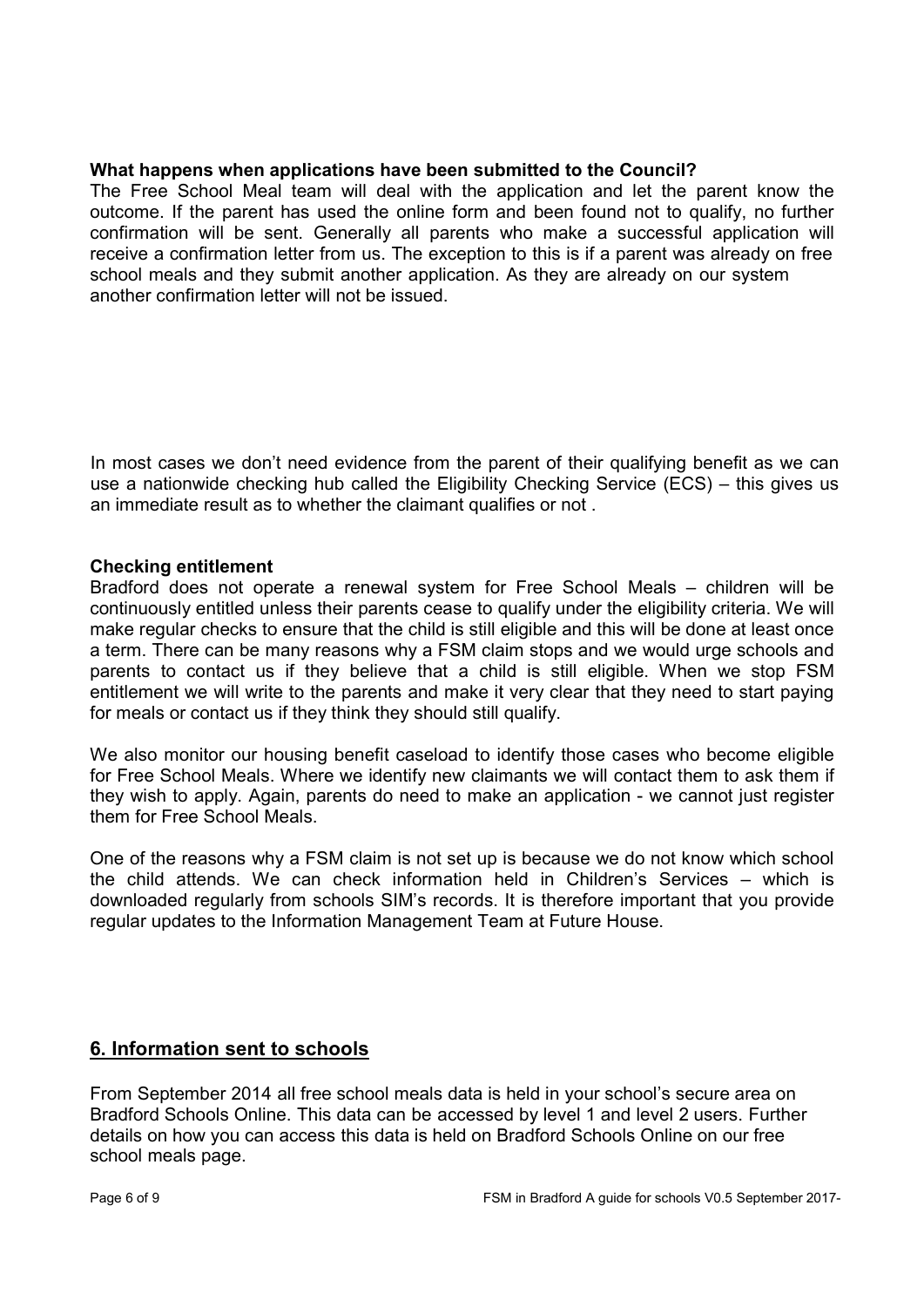**What happens when applications have been submitted to the Council?**

The Free School Meal team will deal with the application and let the parent know the outcome. If the parent has used the online form and been found not to qualify, no further confirmation will be sent. Generally all parents who make a successful application will receive a confirmation letter from us. The exception to this is if a parent was already on free school meals and they submit another application. As they are already on our system another confirmation letter will not be issued.

In most cases we don't need evidence from the parent of their qualifying benefit as we can use a nationwide checking hub called the Eligibility Checking Service (ECS) – this gives us an immediate result as to whether the claimant qualifies or not .

**Checking entitlement**

Bradford does not operate a renewal system for Free School Meals – children will be continuously entitled unless their parents cease to qualify under the eligibility criteria. We will make regular checks to ensure that the child is still eligible and this will be done at least once a term. There can be many reasons why a FSM claim stops and we would urge schools and parents to contact us if they believe that a child is still eligible. When we stop FSM entitlement we will write to the parents and make it very clear that they need to start paying for meals or contact us if they think they should still qualify.

We also monitor our housing benefit caseload to identify those cases who become eligible for Free School Meals. Where we identify new claimants we will contact them to ask them if they wish to apply. Again, parents do need to make an application - we cannot just register them for Free School Meals.

One of the reasons why a FSM claim is not set up is because we do not know which school the child attends. We can check information held in Children's Services – which is downloaded regularly from schools SIM's records. It is therefore important that you provide regular updates to the Information Management Team at Future House.

## 6. Information sent to schools

From September 2014 all free school meals data is held in your school's secure area on Bradford Schools Online. This data can be accessed by level 1 and level 2 users. Further details on how you can access this data is held on Bradford Schools Online on our free school meals page.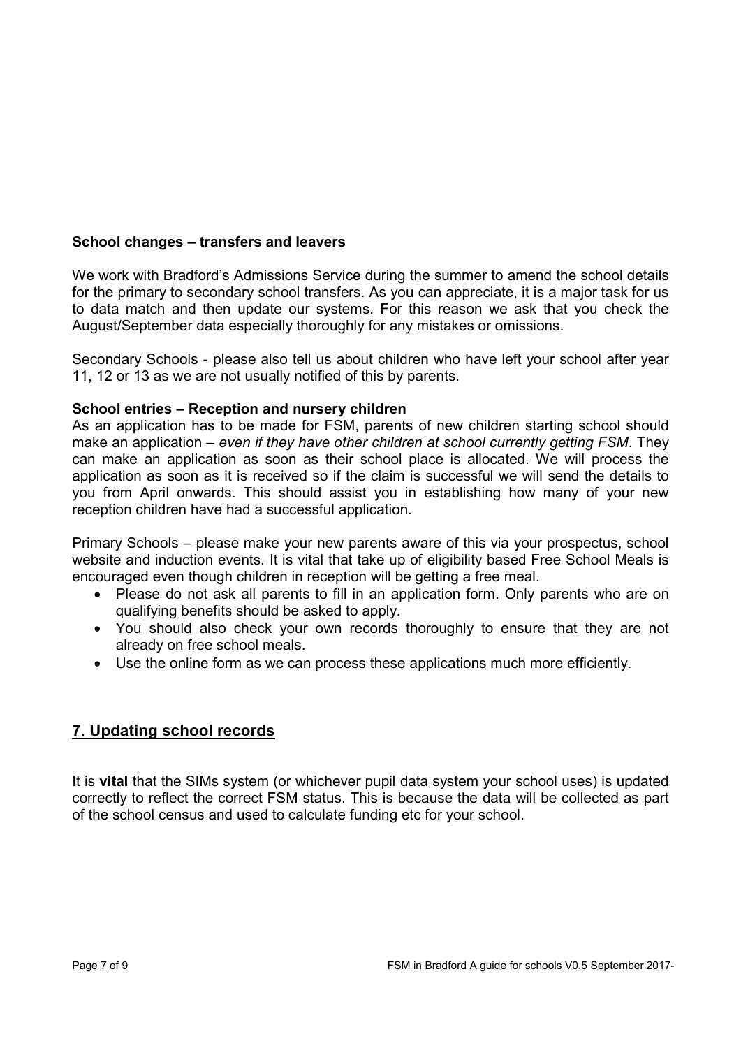### School changes – transfers and leavers

We work with Bradford's Admissions Service during the summer to amend the school details for the primary to secondary school transfers. As you can appreciate, it is a major task for us to data match and then update our systems. For this reason we ask that you check the August/September data especially thoroughly for any mistakes or omissions.

Secondary Schools - please also tell us about children who have left your school after year 11, 12 or 13 as we are not usually notified of this by parents.

### School entries – Reception and nursery children

As an application has to be made for FSM, parents of new children starting school should make an application – *even if they have other children at school currently getting FSM*. They can make an application as soon as their school place is allocated. We will process the application as soon as it is received so if the claim is successful we will send the details to you from April onwards. This should assist you in establishing how many of your new reception children have had a successful application.

Primary Schools – please make your new parents aware of this via your prospectus, school website and induction events. It is vital that take up of eligibility based Free School Meals is encouraged even though children in reception will be getting a free meal.

- Please do not ask all parents to fill in an application form. Only parents who are on qualifying benefits should be asked to apply.
- You should also check your own records thoroughly to ensure that they are not already on free school meals.
- Use the online form as we can process these applications much more efficiently.

## 7. Updating school records

It is **vital** that the SIMs system (or whichever pupil data system your school uses) is updated correctly to reflect the correct FSM status. This is because the data will be collected as part of the school census and used to calculate funding etc for your school.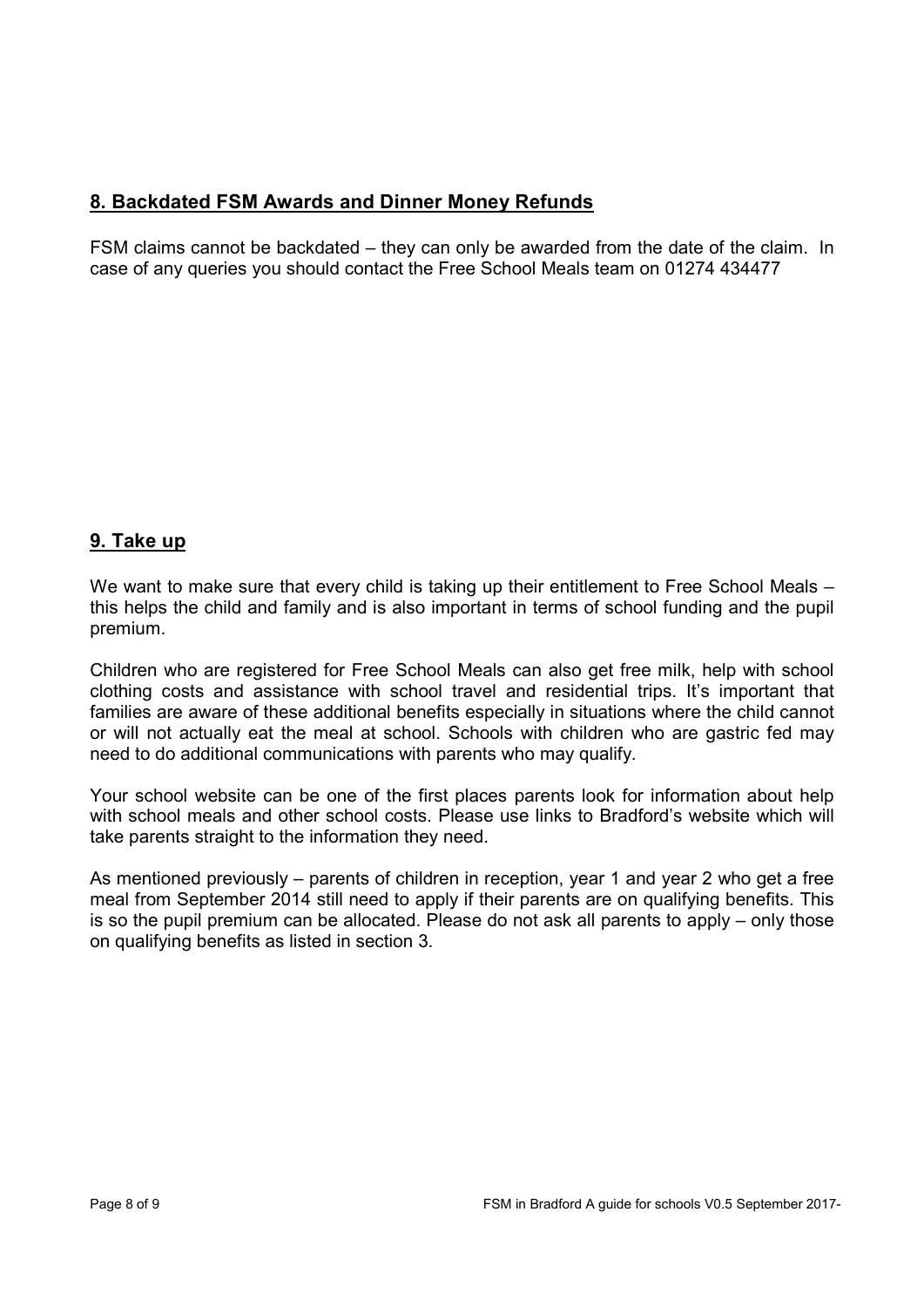## 8. Backdated FSM Awards and Dinner Money Refunds

FSM claims cannot be backdated – they can only be awarded from the date of the claim. In case of any queries you should contact the Free School Meals team on 01274 434477

## 9. Take up

We want to make sure that every child is taking up their entitlement to Free School Meals – this helps the child and family and is also important in terms of school funding and the pupil premium.

Children who are registered for Free School Meals can also get free milk, help with school clothing costs and assistance with school travel and residential trips. It's important that families are aware of these additional benefits especially in situations where the child cannot or will not actually eat the meal at school. Schools with children who are gastric fed may need to do additional communications with parents who may qualify.

Your school website can be one of the first places parents look for information about help with school meals and other school costs. Please use links to Bradford's website which will take parents straight to the information they need.

As mentioned previously – parents of children in reception, year 1 and year 2 who get a free meal from September 2014 still need to apply if their parents are on qualifying benefits. This is so the pupil premium can be allocated. Please do not ask all parents to apply – only those on qualifying benefits as listed in section 3.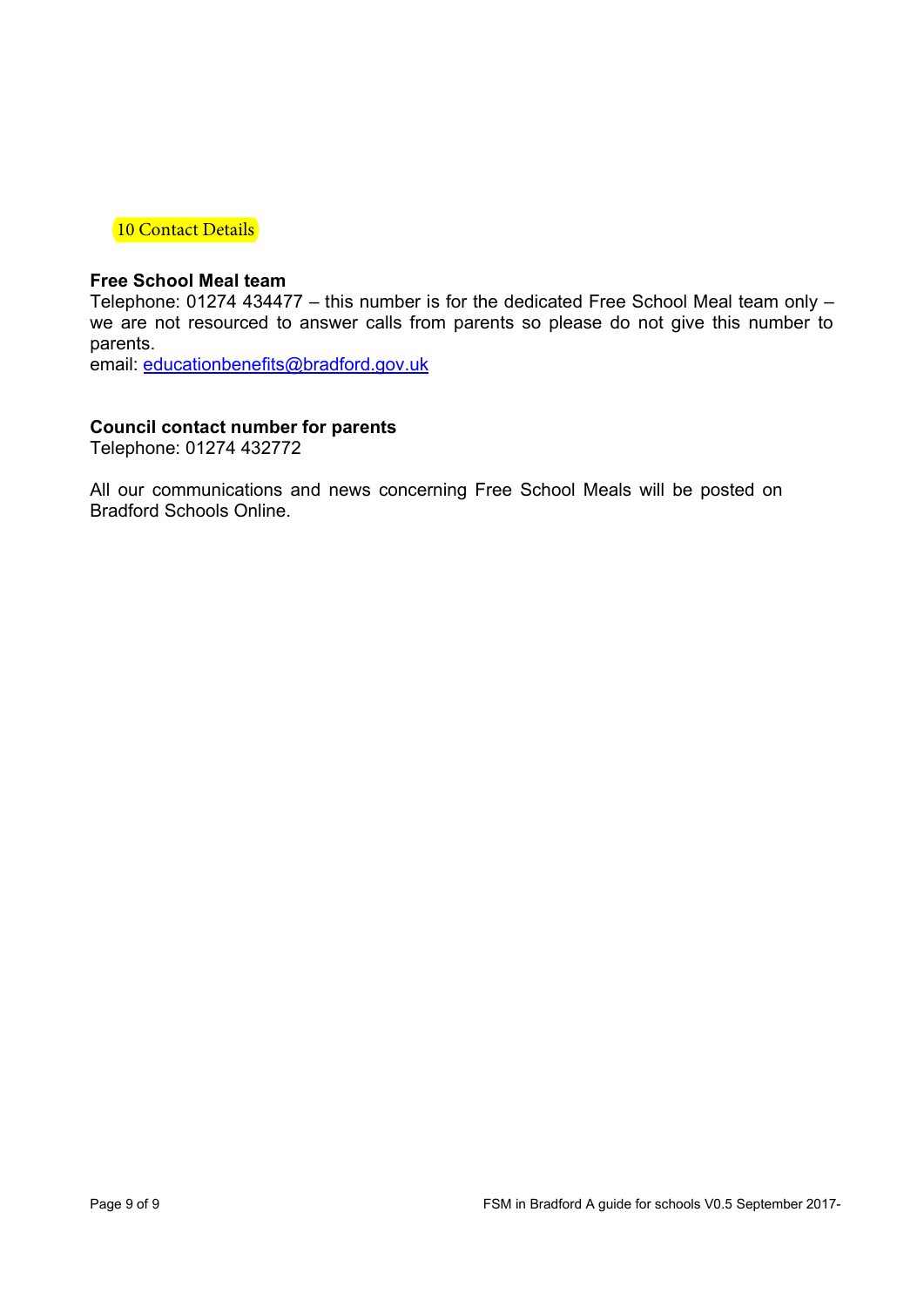## 10 Contact Details

**Free School Meal team**
Telephone: 01274 434477 – this number is for the dedicated Free School Meal team only – we are not resourced to answer calls from parents so please do not give this number to parents.
email: educationbenefits@bradford.gov.uk

**Council contact number for parents**
Telephone: 01274 432772

All our communications and news concerning Free School Meals will be posted on Bradford Schools Online.